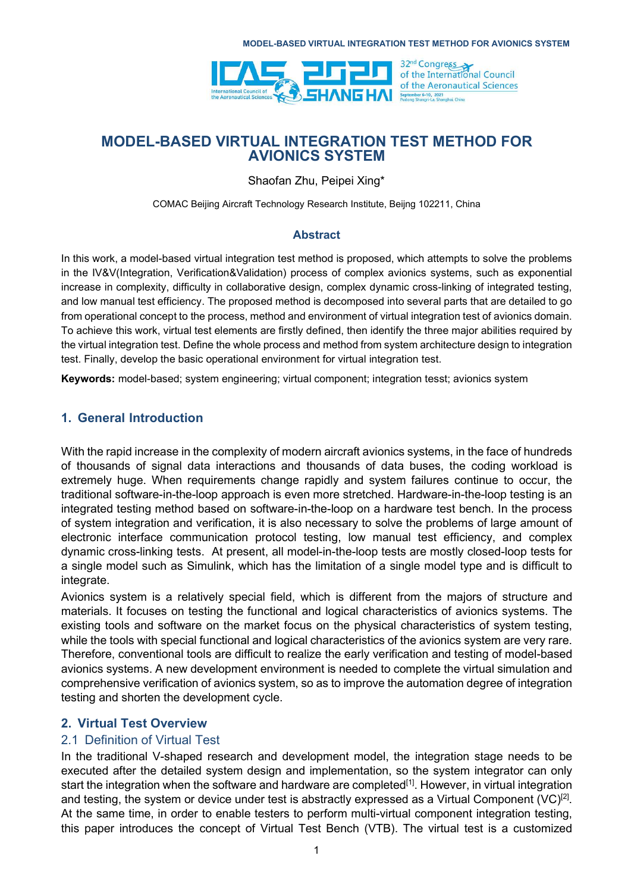# MODEL-BASED VIRTUAL INTEGRATION TEST METHOD FOR AVIONICS SYSTEM

Shaofan Zhu, Peipei Xing*

COMAC Beijing Aircraft Technology Research Institute, Beijng 102211, China

## Abstract

In this work, a model-based virtual integration test method is proposed, which attempts to solve the problems in the IV&V(Integration, Verification&Validation) process of complex avionics systems, such as exponential increase in complexity, difficulty in collaborative design, complex dynamic cross-linking of integrated testing, and low manual test efficiency. The proposed method is decomposed into several parts that are detailed to go from operational concept to the process, method and environment of virtual integration test of avionics domain. To achieve this work, virtual test elements are firstly defined, then identify the three major abilities required by the virtual integration test. Define the whole process and method from system architecture design to integration test. Finally, develop the basic operational environment for virtual integration test.

**Keywords:** model-based; system engineering; virtual component; integration tesst; avionics system

## 1. General Introduction

With the rapid increase in the complexity of modern aircraft avionics systems, in the face of hundreds of thousands of signal data interactions and thousands of data buses, the coding workload is extremely huge. When requirements change rapidly and system failures continue to occur, the traditional software-in-the-loop approach is even more stretched. Hardware-in-the-loop testing is an integrated testing method based on software-in-the-loop on a hardware test bench. In the process of system integration and verification, it is also necessary to solve the problems of large amount of electronic interface communication protocol testing, low manual test efficiency, and complex dynamic cross-linking tests. At present, all model-in-the-loop tests are mostly closed-loop tests for a single model such as Simulink, which has the limitation of a single model type and is difficult to integrate.

Avionics system is a relatively special field, which is different from the majors of structure and materials. It focuses on testing the functional and logical characteristics of avionics systems. The existing tools and software on the market focus on the physical characteristics of system testing, while the tools with special functional and logical characteristics of the avionics system are very rare. Therefore, conventional tools are difficult to realize the early verification and testing of model-based avionics systems. A new development environment is needed to complete the virtual simulation and comprehensive verification of avionics system, so as to improve the automation degree of integration testing and shorten the development cycle.

## 2. Virtual Test Overview

### 2.1 Definition of Virtual Test

In the traditional V-shaped research and development model, the integration stage needs to be executed after the detailed system design and implementation, so the system integrator can only start the integration when the software and hardware are completed[1]. However, in virtual integration and testing, the system or device under test is abstractly expressed as a Virtual Component (VC)[2]. At the same time, in order to enable testers to perform multi-virtual component integration testing, this paper introduces the concept of Virtual Test Bench (VTB). The virtual test is a customized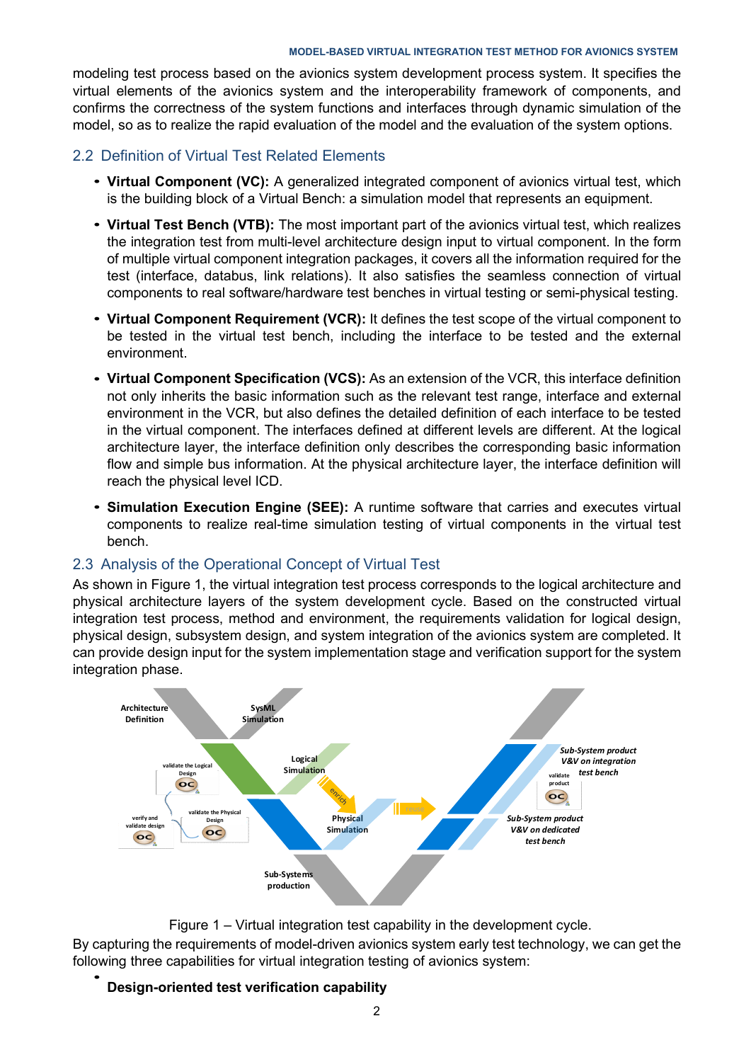modeling test process based on the avionics system development process system. It specifies the virtual elements of the avionics system and the interoperability framework of components, and confirms the correctness of the system functions and interfaces through dynamic simulation of the model, so as to realize the rapid evaluation of the model and the evaluation of the system options.

## 2.2 Definition of Virtual Test Related Elements

- **Virtual Component (VC):** A generalized integrated component of avionics virtual test, which is the building block of a Virtual Bench: a simulation model that represents an equipment.
- **Virtual Test Bench (VTB):** The most important part of the avionics virtual test, which realizes the integration test from multi-level architecture design input to virtual component. In the form of multiple virtual component integration packages, it covers all the information required for the test (interface, databus, link relations). It also satisfies the seamless connection of virtual components to real software/hardware test benches in virtual testing or semi-physical testing.
- **Virtual Component Requirement (VCR):** It defines the test scope of the virtual component to be tested in the virtual test bench, including the interface to be tested and the external environment.
- **Virtual Component Specification (VCS):** As an extension of the VCR, this interface definition not only inherits the basic information such as the relevant test range, interface and external environment in the VCR, but also defines the detailed definition of each interface to be tested in the virtual component. The interfaces defined at different levels are different. At the logical architecture layer, the interface definition only describes the corresponding basic information flow and simple bus information. At the physical architecture layer, the interface definition will reach the physical level ICD.
- **Simulation Execution Engine (SEE):** A runtime software that carries and executes virtual components to realize real-time simulation testing of virtual components in the virtual test bench.

## 2.3 Analysis of the Operational Concept of Virtual Test

As shown in Figure 1, the virtual integration test process corresponds to the logical architecture and physical architecture layers of the system development cycle. Based on the constructed virtual integration test process, method and environment, the requirements validation for logical design, physical design, subsystem design, and system integration of the avionics system are completed. It can provide design input for the system implementation stage and verification support for the system integration phase.

Figure 1 – Virtual integration test capability in the development cycle.

By capturing the requirements of model-driven avionics system early test technology, we can get the following three capabilities for virtual integration testing of avionics system:

- **Design-oriented test verification capability**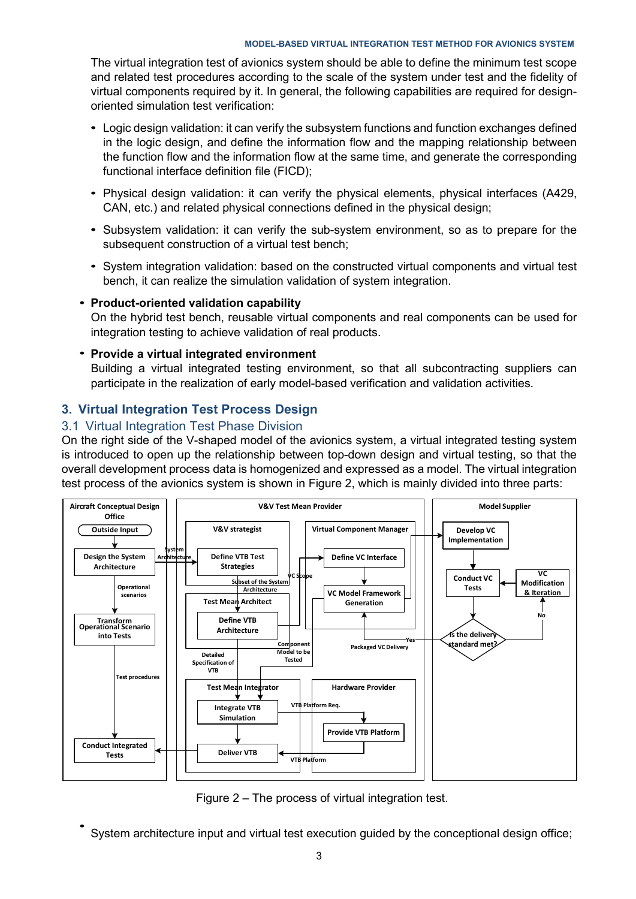The virtual integration test of avionics system should be able to define the minimum test scope and related test procedures according to the scale of the system under test and the fidelity of virtual components required by it. In general, the following capabilities are required for design-oriented simulation test verification:

- Logic design validation: it can verify the subsystem functions and function exchanges defined in the logic design, and define the information flow and the mapping relationship between the function flow and the information flow at the same time, and generate the corresponding functional interface definition file (FICD);
- Physical design validation: it can verify the physical elements, physical interfaces (A429, CAN, etc.) and related physical connections defined in the physical design;
- Subsystem validation: it can verify the sub-system environment, so as to prepare for the subsequent construction of a virtual test bench;
- System integration validation: based on the constructed virtual components and virtual test bench, it can realize the simulation validation of system integration.

- **Product-oriented validation capability**
  On the hybrid test bench, reusable virtual components and real components can be used for integration testing to achieve validation of real products.
- **Provide a virtual integrated environment**
  Building a virtual integrated testing environment, so that all subcontracting suppliers can participate in the realization of early model-based verification and validation activities.

## 3. Virtual Integration Test Process Design

### 3.1 Virtual Integration Test Phase Division

On the right side of the V-shaped model of the avionics system, a virtual integrated testing system is introduced to open up the relationship between top-down design and virtual testing, so that the overall development process data is homogenized and expressed as a model. The virtual integration test process of the avionics system is shown in Figure 2, which is mainly divided into three parts:

Figure 2 – The process of virtual integration test.

- System architecture input and virtual test execution guided by the conceptional design office;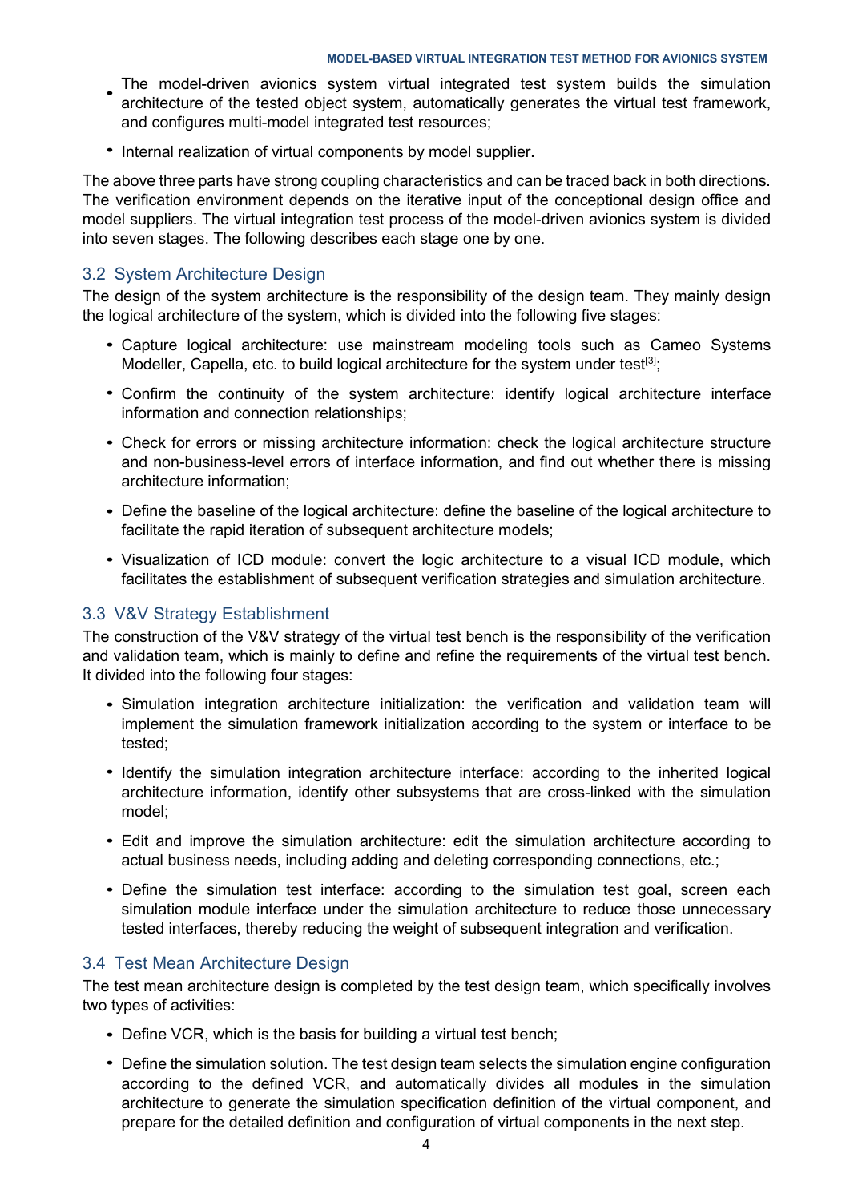- The model-driven avionics system virtual integrated test system builds the simulation architecture of the tested object system, automatically generates the virtual test framework, and configures multi-model integrated test resources;
- Internal realization of virtual components by model supplier**.**

The above three parts have strong coupling characteristics and can be traced back in both directions. The verification environment depends on the iterative input of the conceptional design office and model suppliers. The virtual integration test process of the model-driven avionics system is divided into seven stages. The following describes each stage one by one.

## 3.2 System Architecture Design

The design of the system architecture is the responsibility of the design team. They mainly design the logical architecture of the system, which is divided into the following five stages:

- Capture logical architecture: use mainstream modeling tools such as Cameo Systems Modeller, Capella, etc. to build logical architecture for the system under test[3];
- Confirm the continuity of the system architecture: identify logical architecture interface information and connection relationships;
- Check for errors or missing architecture information: check the logical architecture structure and non-business-level errors of interface information, and find out whether there is missing architecture information;
- Define the baseline of the logical architecture: define the baseline of the logical architecture to facilitate the rapid iteration of subsequent architecture models;
- Visualization of ICD module: convert the logic architecture to a visual ICD module, which facilitates the establishment of subsequent verification strategies and simulation architecture.

## 3.3 V&V Strategy Establishment

The construction of the V&V strategy of the virtual test bench is the responsibility of the verification and validation team, which is mainly to define and refine the requirements of the virtual test bench. It divided into the following four stages:

- Simulation integration architecture initialization: the verification and validation team will implement the simulation framework initialization according to the system or interface to be tested;
- Identify the simulation integration architecture interface: according to the inherited logical architecture information, identify other subsystems that are cross-linked with the simulation model;
- Edit and improve the simulation architecture: edit the simulation architecture according to actual business needs, including adding and deleting corresponding connections, etc.;
- Define the simulation test interface: according to the simulation test goal, screen each simulation module interface under the simulation architecture to reduce those unnecessary tested interfaces, thereby reducing the weight of subsequent integration and verification.

## 3.4 Test Mean Architecture Design

The test mean architecture design is completed by the test design team, which specifically involves two types of activities:

- Define VCR, which is the basis for building a virtual test bench;
- Define the simulation solution. The test design team selects the simulation engine configuration according to the defined VCR, and automatically divides all modules in the simulation architecture to generate the simulation specification definition of the virtual component, and prepare for the detailed definition and configuration of virtual components in the next step.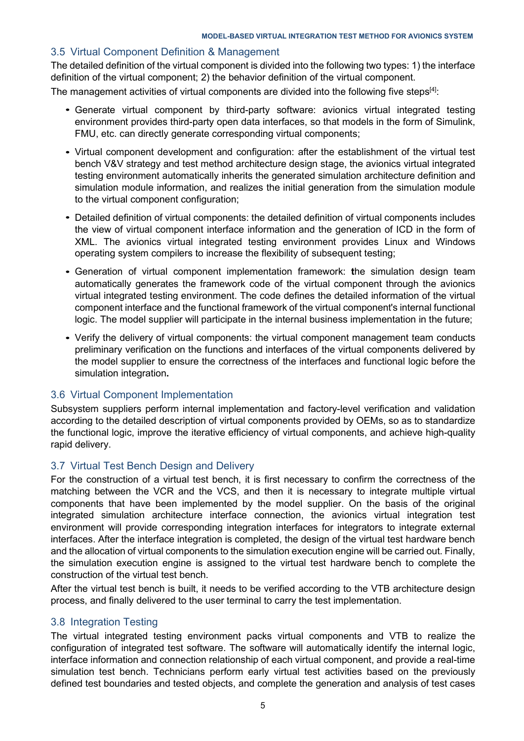## 3.5 Virtual Component Definition & Management

The detailed definition of the virtual component is divided into the following two types: 1) the interface definition of the virtual component; 2) the behavior definition of the virtual component.

The management activities of virtual components are divided into the following five steps[4]:

- Generate virtual component by third-party software: avionics virtual integrated testing environment provides third-party open data interfaces, so that models in the form of Simulink, FMU, etc. can directly generate corresponding virtual components;
- Virtual component development and configuration: after the establishment of the virtual test bench V&V strategy and test method architecture design stage, the avionics virtual integrated testing environment automatically inherits the generated simulation architecture definition and simulation module information, and realizes the initial generation from the simulation module to the virtual component configuration;
- Detailed definition of virtual components: the detailed definition of virtual components includes the view of virtual component interface information and the generation of ICD in the form of XML. The avionics virtual integrated testing environment provides Linux and Windows operating system compilers to increase the flexibility of subsequent testing;
- Generation of virtual component implementation framework: the simulation design team automatically generates the framework code of the virtual component through the avionics virtual integrated testing environment. The code defines the detailed information of the virtual component interface and the functional framework of the virtual component's internal functional logic. The model supplier will participate in the internal business implementation in the future;
- Verify the delivery of virtual components: the virtual component management team conducts preliminary verification on the functions and interfaces of the virtual components delivered by the model supplier to ensure the correctness of the interfaces and functional logic before the simulation integration.

## 3.6 Virtual Component Implementation

Subsystem suppliers perform internal implementation and factory-level verification and validation according to the detailed description of virtual components provided by OEMs, so as to standardize the functional logic, improve the iterative efficiency of virtual components, and achieve high-quality rapid delivery.

## 3.7 Virtual Test Bench Design and Delivery

For the construction of a virtual test bench, it is first necessary to confirm the correctness of the matching between the VCR and the VCS, and then it is necessary to integrate multiple virtual components that have been implemented by the model supplier. On the basis of the original integrated simulation architecture interface connection, the avionics virtual integration test environment will provide corresponding integration interfaces for integrators to integrate external interfaces. After the interface integration is completed, the design of the virtual test hardware bench and the allocation of virtual components to the simulation execution engine will be carried out. Finally, the simulation execution engine is assigned to the virtual test hardware bench to complete the construction of the virtual test bench.

After the virtual test bench is built, it needs to be verified according to the VTB architecture design process, and finally delivered to the user terminal to carry the test implementation.

## 3.8 Integration Testing

The virtual integrated testing environment packs virtual components and VTB to realize the configuration of integrated test software. The software will automatically identify the internal logic, interface information and connection relationship of each virtual component, and provide a real-time simulation test bench. Technicians perform early virtual test activities based on the previously defined test boundaries and tested objects, and complete the generation and analysis of test cases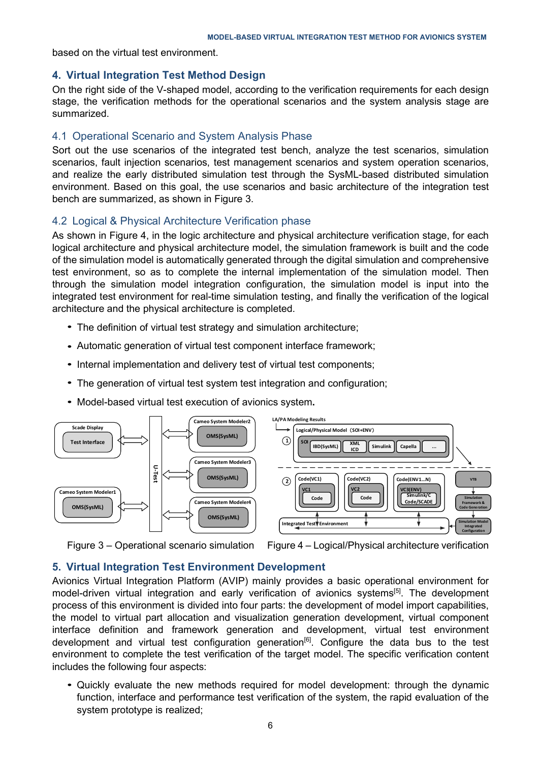based on the virtual test environment.

## 4. Virtual Integration Test Method Design

On the right side of the V-shaped model, according to the verification requirements for each design stage, the verification methods for the operational scenarios and the system analysis stage are summarized.

### 4.1 Operational Scenario and System Analysis Phase

Sort out the use scenarios of the integrated test bench, analyze the test scenarios, simulation scenarios, fault injection scenarios, test management scenarios and system operation scenarios, and realize the early distributed simulation test through the SysML-based distributed simulation environment. Based on this goal, the use scenarios and basic architecture of the integration test bench are summarized, as shown in Figure 3.

### 4.2 Logical & Physical Architecture Verification phase

As shown in Figure 4, in the logic architecture and physical architecture verification stage, for each logical architecture and physical architecture model, the simulation framework is built and the code of the simulation model is automatically generated through the digital simulation and comprehensive test environment, so as to complete the internal implementation of the simulation model. Then through the simulation model integration configuration, the simulation model is input into the integrated test environment for real-time simulation testing, and finally the verification of the logical architecture and the physical architecture is completed.

- The definition of virtual test strategy and simulation architecture;
- Automatic generation of virtual test component interface framework;
- Internal implementation and delivery test of virtual test components;
- The generation of virtual test system test integration and configuration;
- Model-based virtual test execution of avionics system.

Figure 3 – Operational scenario simulation

Figure 4 – Logical/Physical architecture verification

## 5. Virtual Integration Test Environment Development

Avionics Virtual Integration Platform (AVIP) mainly provides a basic operational environment for model-driven virtual integration and early verification of avionics systems[5]. The development process of this environment is divided into four parts: the development of model import capabilities, the model to virtual part allocation and visualization generation development, virtual component interface definition and framework generation and development, virtual test environment development and virtual test configuration generation[6]. Configure the data bus to the test environment to complete the test verification of the target model. The specific verification content includes the following four aspects:

- Quickly evaluate the new methods required for model development: through the dynamic function, interface and performance test verification of the system, the rapid evaluation of the system prototype is realized;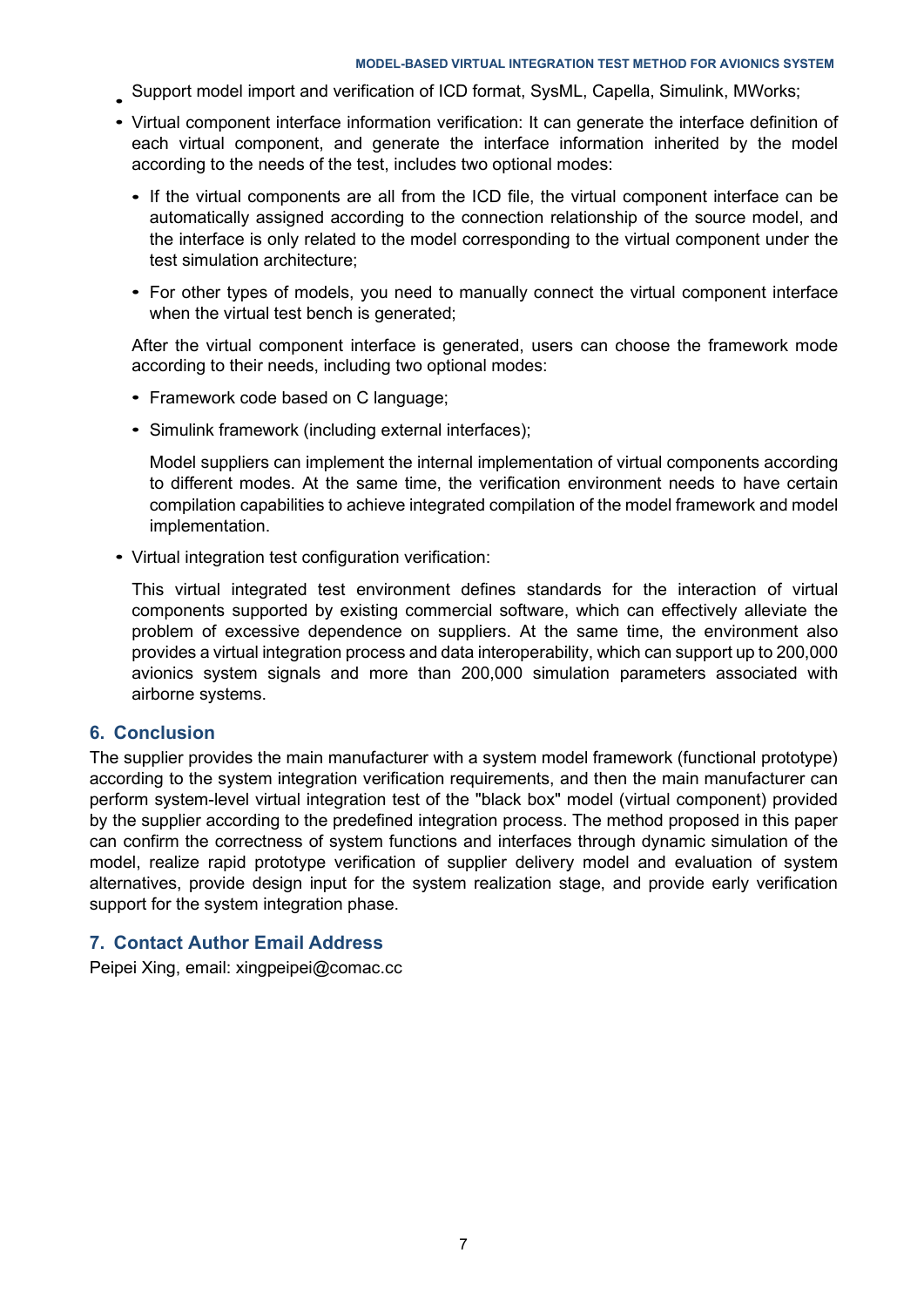- Support model import and verification of ICD format, SysML, Capella, Simulink, MWorks;
- Virtual component interface information verification: It can generate the interface definition of each virtual component, and generate the interface information inherited by the model according to the needs of the test, includes two optional modes:
  - If the virtual components are all from the ICD file, the virtual component interface can be automatically assigned according to the connection relationship of the source model, and the interface is only related to the model corresponding to the virtual component under the test simulation architecture;
  - For other types of models, you need to manually connect the virtual component interface when the virtual test bench is generated;

  After the virtual component interface is generated, users can choose the framework mode according to their needs, including two optional modes:

  - Framework code based on C language;
  - Simulink framework (including external interfaces);

    Model suppliers can implement the internal implementation of virtual components according to different modes. At the same time, the verification environment needs to have certain compilation capabilities to achieve integrated compilation of the model framework and model implementation.

- Virtual integration test configuration verification:

  This virtual integrated test environment defines standards for the interaction of virtual components supported by existing commercial software, which can effectively alleviate the problem of excessive dependence on suppliers. At the same time, the environment also provides a virtual integration process and data interoperability, which can support up to 200,000 avionics system signals and more than 200,000 simulation parameters associated with airborne systems.

## 6. Conclusion

The supplier provides the main manufacturer with a system model framework (functional prototype) according to the system integration verification requirements, and then the main manufacturer can perform system-level virtual integration test of the "black box" model (virtual component) provided by the supplier according to the predefined integration process. The method proposed in this paper can confirm the correctness of system functions and interfaces through dynamic simulation of the model, realize rapid prototype verification of supplier delivery model and evaluation of system alternatives, provide design input for the system realization stage, and provide early verification support for the system integration phase.

## 7. Contact Author Email Address

Peipei Xing, email: xingpeipei@comac.cc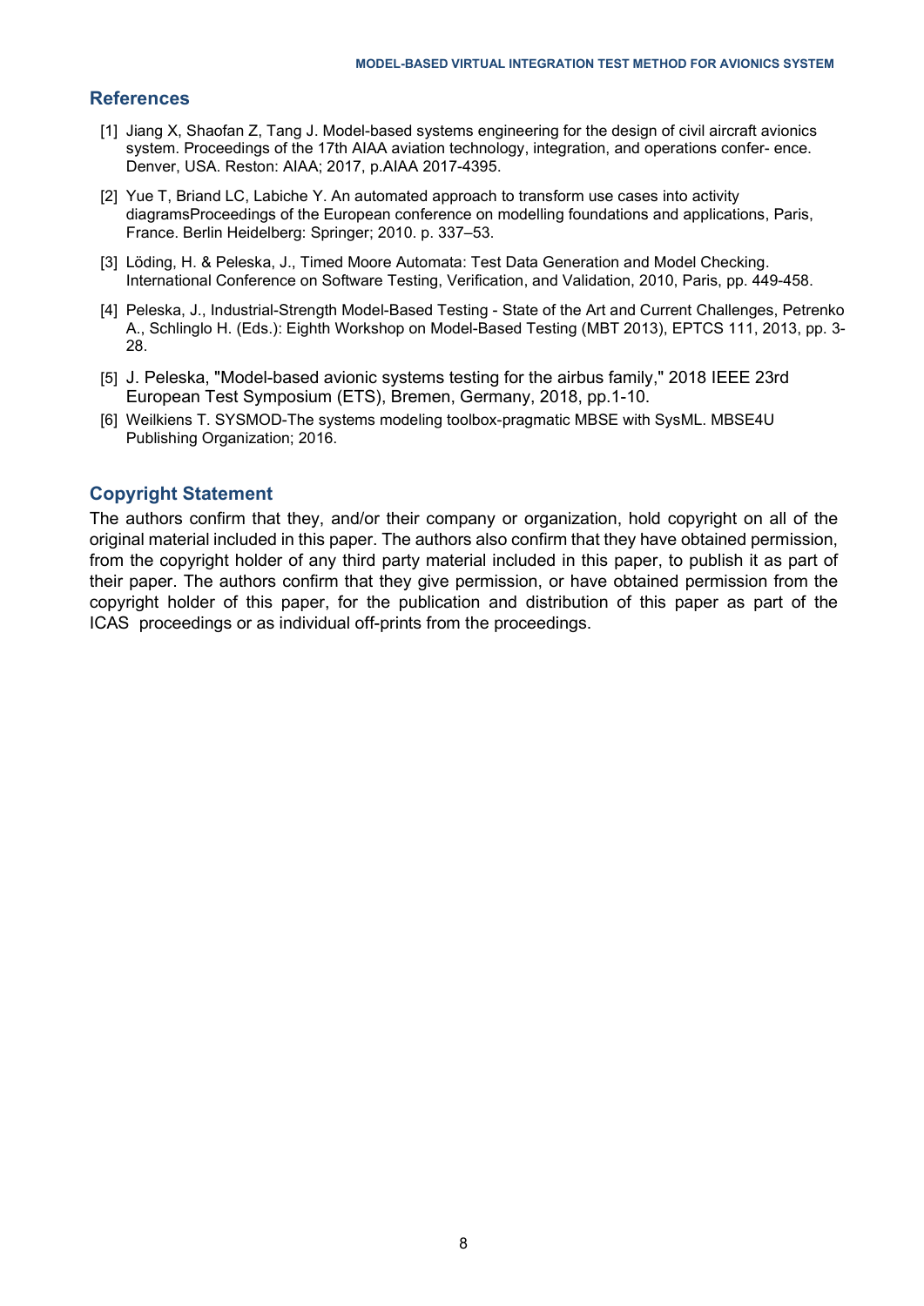## References

[1] Jiang X, Shaofan Z, Tang J. Model-based systems engineering for the design of civil aircraft avionics system. Proceedings of the 17th AIAA aviation technology, integration, and operations confer- ence. Denver, USA. Reston: AIAA; 2017, p.AIAA 2017-4395.

[2] Yue T, Briand LC, Labiche Y. An automated approach to transform use cases into activity diagramsProceedings of the European conference on modelling foundations and applications, Paris, France. Berlin Heidelberg: Springer; 2010. p. 337–53.

[3] Löding, H. & Peleska, J., Timed Moore Automata: Test Data Generation and Model Checking. International Conference on Software Testing, Verification, and Validation, 2010, Paris, pp. 449-458.

[4] Peleska, J., Industrial-Strength Model-Based Testing - State of the Art and Current Challenges, Petrenko A., Schlinglo H. (Eds.): Eighth Workshop on Model-Based Testing (MBT 2013), EPTCS 111, 2013, pp. 3-28.

[5] J. Peleska, "Model-based avionic systems testing for the airbus family," 2018 IEEE 23rd European Test Symposium (ETS), Bremen, Germany, 2018, pp.1-10.

[6] Weilkiens T. SYSMOD-The systems modeling toolbox-pragmatic MBSE with SysML. MBSE4U Publishing Organization; 2016.

## Copyright Statement

The authors confirm that they, and/or their company or organization, hold copyright on all of the original material included in this paper. The authors also confirm that they have obtained permission, from the copyright holder of any third party material included in this paper, to publish it as part of their paper. The authors confirm that they give permission, or have obtained permission from the copyright holder of this paper, for the publication and distribution of this paper as part of the ICAS proceedings or as individual off-prints from the proceedings.